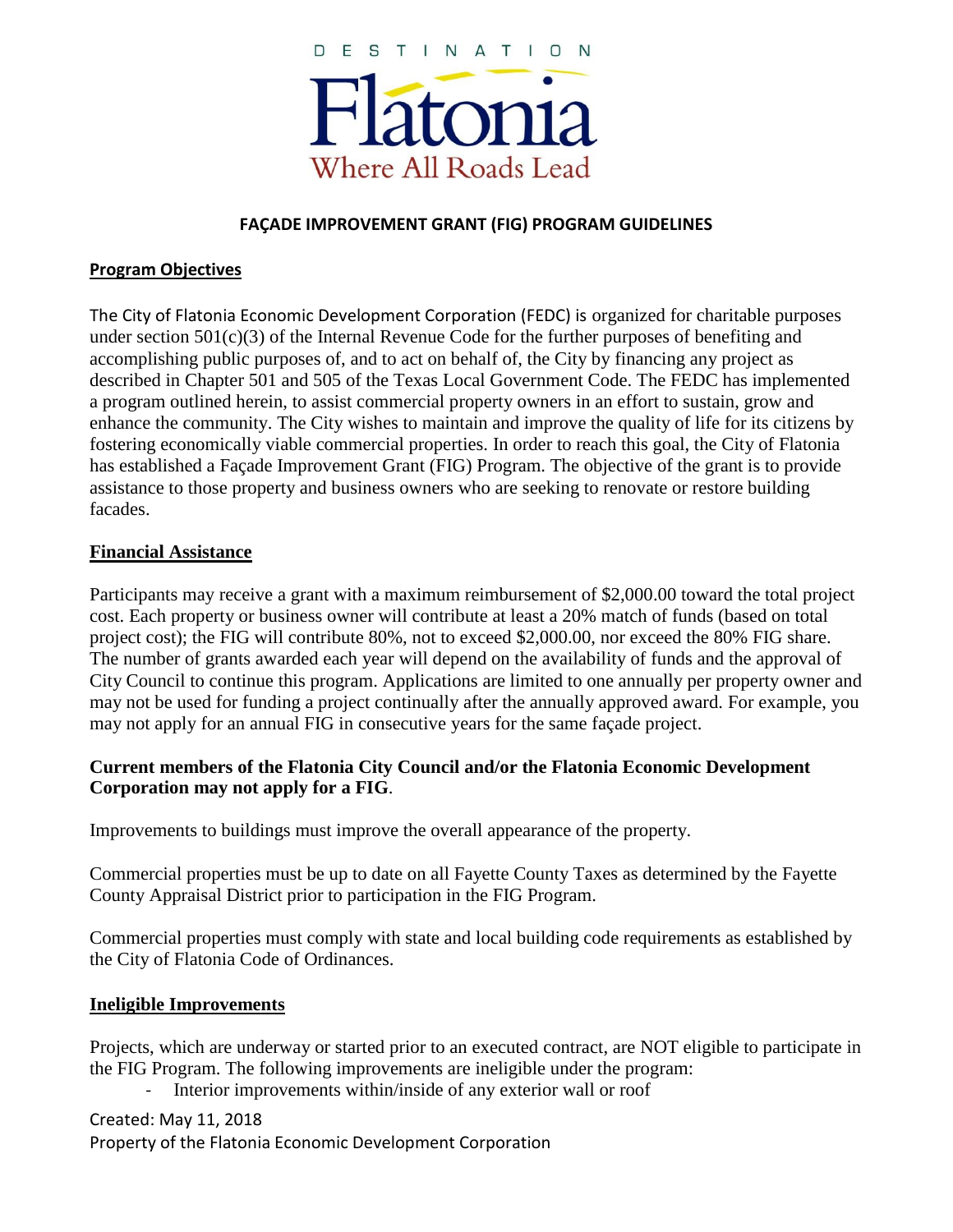DESTINATION

# Flatonia

Where All Roads Lead

## FAÇADE IMPROVEMENT GRANT (FIG) PROGRAM GUIDELINES

### Program Objectives

The City of Flatonia Economic Development Corporation (FEDC) is organized for charitable purposes under section 501(c)(3) of the Internal Revenue Code for the further purposes of benefiting and accomplishing public purposes of, and to act on behalf of, the City by financing any project as described in Chapter 501 and 505 of the Texas Local Government Code. The FEDC has implemented a program outlined herein, to assist commercial property owners in an effort to sustain, grow and enhance the community. The City wishes to maintain and improve the quality of life for its citizens by fostering economically viable commercial properties. In order to reach this goal, the City of Flatonia has established a Façade Improvement Grant (FIG) Program. The objective of the grant is to provide assistance to those property and business owners who are seeking to renovate or restore building facades.

### Financial Assistance

Participants may receive a grant with a maximum reimbursement of $2,000.00 toward the total project cost. Each property or business owner will contribute at least a 20% match of funds (based on total project cost); the FIG will contribute 80%, not to exceed $2,000.00, nor exceed the 80% FIG share. The number of grants awarded each year will depend on the availability of funds and the approval of City Council to continue this program. Applications are limited to one annually per property owner and may not be used for funding a project continually after the annually approved award. For example, you may not apply for an annual FIG in consecutive years for the same façade project.

**Current members of the Flatonia City Council and/or the Flatonia Economic Development Corporation may not apply for a FIG**.

Improvements to buildings must improve the overall appearance of the property.

Commercial properties must be up to date on all Fayette County Taxes as determined by the Fayette County Appraisal District prior to participation in the FIG Program.

Commercial properties must comply with state and local building code requirements as established by the City of Flatonia Code of Ordinances.

### Ineligible Improvements

Projects, which are underway or started prior to an executed contract, are NOT eligible to participate in the FIG Program. The following improvements are ineligible under the program:

- Interior improvements within/inside of any exterior wall or roof

Created: May 11, 2018
Property of the Flatonia Economic Development Corporation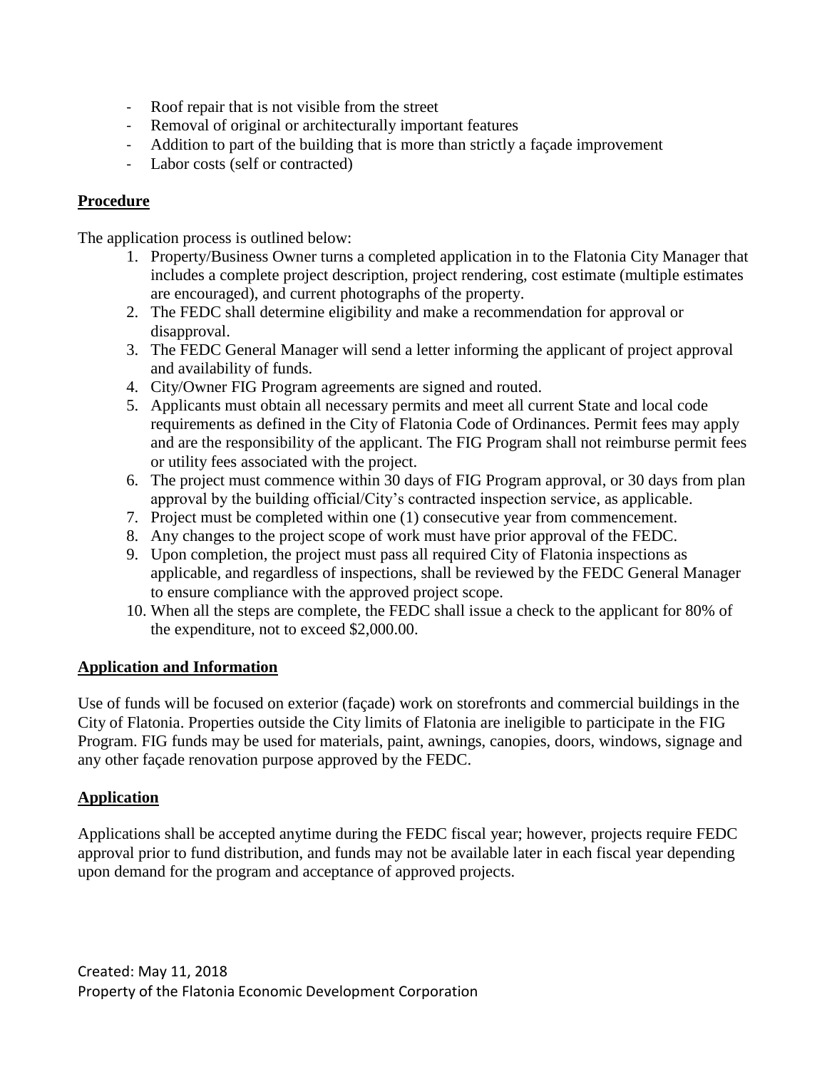- Roof repair that is not visible from the street
- Removal of original or architecturally important features
- Addition to part of the building that is more than strictly a façade improvement
- Labor costs (self or contracted)

## Procedure

The application process is outlined below:

1. Property/Business Owner turns a completed application in to the Flatonia City Manager that includes a complete project description, project rendering, cost estimate (multiple estimates are encouraged), and current photographs of the property.
2. The FEDC shall determine eligibility and make a recommendation for approval or disapproval.
3. The FEDC General Manager will send a letter informing the applicant of project approval and availability of funds.
4. City/Owner FIG Program agreements are signed and routed.
5. Applicants must obtain all necessary permits and meet all current State and local code requirements as defined in the City of Flatonia Code of Ordinances. Permit fees may apply and are the responsibility of the applicant. The FIG Program shall not reimburse permit fees or utility fees associated with the project.
6. The project must commence within 30 days of FIG Program approval, or 30 days from plan approval by the building official/City's contracted inspection service, as applicable.
7. Project must be completed within one (1) consecutive year from commencement.
8. Any changes to the project scope of work must have prior approval of the FEDC.
9. Upon completion, the project must pass all required City of Flatonia inspections as applicable, and regardless of inspections, shall be reviewed by the FEDC General Manager to ensure compliance with the approved project scope.
10. When all the steps are complete, the FEDC shall issue a check to the applicant for 80% of the expenditure, not to exceed $2,000.00.

## Application and Information

Use of funds will be focused on exterior (façade) work on storefronts and commercial buildings in the City of Flatonia. Properties outside the City limits of Flatonia are ineligible to participate in the FIG Program. FIG funds may be used for materials, paint, awnings, canopies, doors, windows, signage and any other façade renovation purpose approved by the FEDC.

## Application

Applications shall be accepted anytime during the FEDC fiscal year; however, projects require FEDC approval prior to fund distribution, and funds may not be available later in each fiscal year depending upon demand for the program and acceptance of approved projects.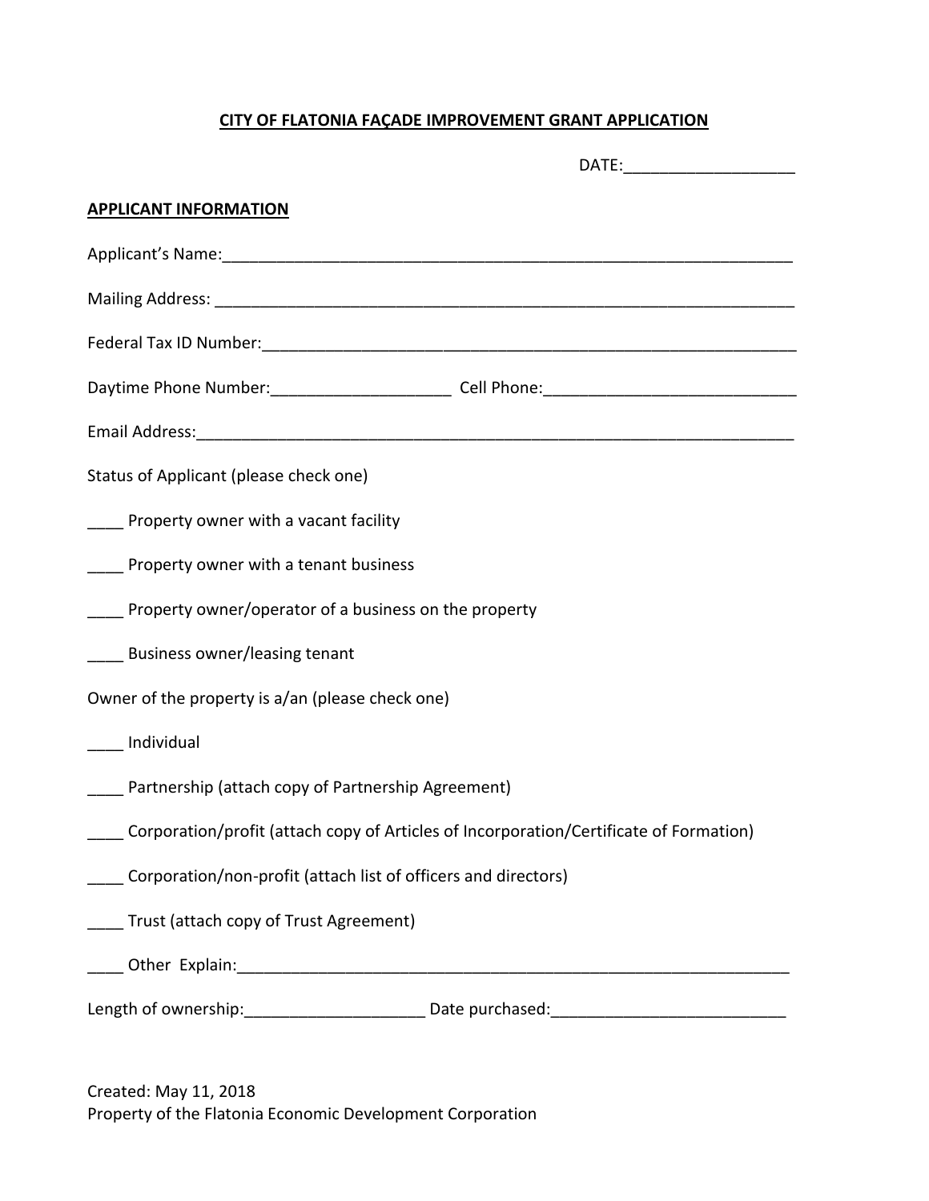**CITY OF FLATONIA FAÇADE IMPROVEMENT GRANT APPLICATION**

DATE:___________________

**APPLICANT INFORMATION**

Applicant's Name:_________________________________________________________________

Mailing Address: _________________________________________________________________

Federal Tax ID Number:_____________________________________________________________

Daytime Phone Number:____________________ Cell Phone:_____________________________

Email Address:_____________________________________________________________________

Status of Applicant (please check one)

____ Property owner with a vacant facility

____ Property owner with a tenant business

____ Property owner/operator of a business on the property

____ Business owner/leasing tenant

Owner of the property is a/an (please check one)

____ Individual

____ Partnership (attach copy of Partnership Agreement)

____ Corporation/profit (attach copy of Articles of Incorporation/Certificate of Formation)

____ Corporation/non-profit (attach list of officers and directors)

____ Trust (attach copy of Trust Agreement)

____ Other Explain:_______________________________________________________________

Length of ownership:____________________ Date purchased:__________________________

Created: May 11, 2018
Property of the Flatonia Economic Development Corporation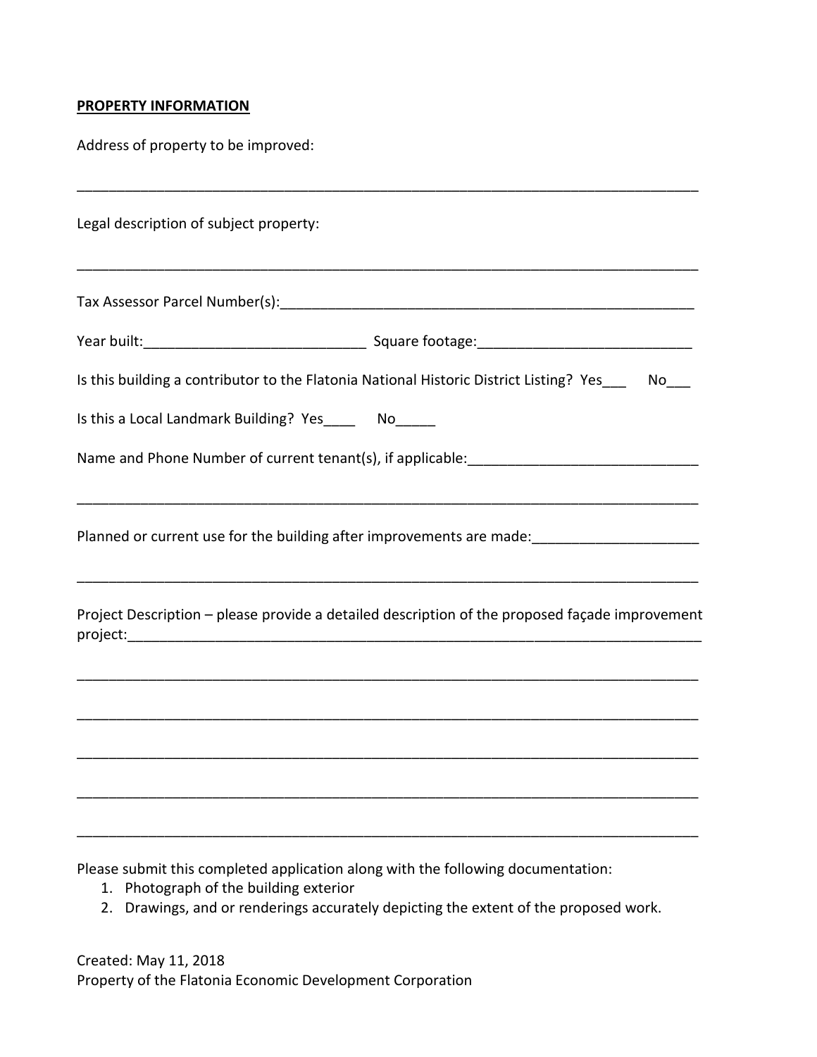**PROPERTY INFORMATION**

Address of property to be improved:

_______________________________________________________________________________

Legal description of subject property:

_______________________________________________________________________________

Tax Assessor Parcel Number(s):_____________________________________________________

Year built:___________________________ Square footage:__________________________

Is this building a contributor to the Flatonia National Historic District Listing? Yes___ No___

Is this a Local Landmark Building? Yes____ No_____

Name and Phone Number of current tenant(s), if applicable:___________________________

_______________________________________________________________________________

Planned or current use for the building after improvements are made:____________________

_______________________________________________________________________________

Project Description – please provide a detailed description of the proposed façade improvement project:_________________________________________________________________________

_______________________________________________________________________________

_______________________________________________________________________________

_______________________________________________________________________________

_______________________________________________________________________________

_______________________________________________________________________________

Please submit this completed application along with the following documentation:

1. Photograph of the building exterior
2. Drawings, and or renderings accurately depicting the extent of the proposed work.

Created: May 11, 2018
Property of the Flatonia Economic Development Corporation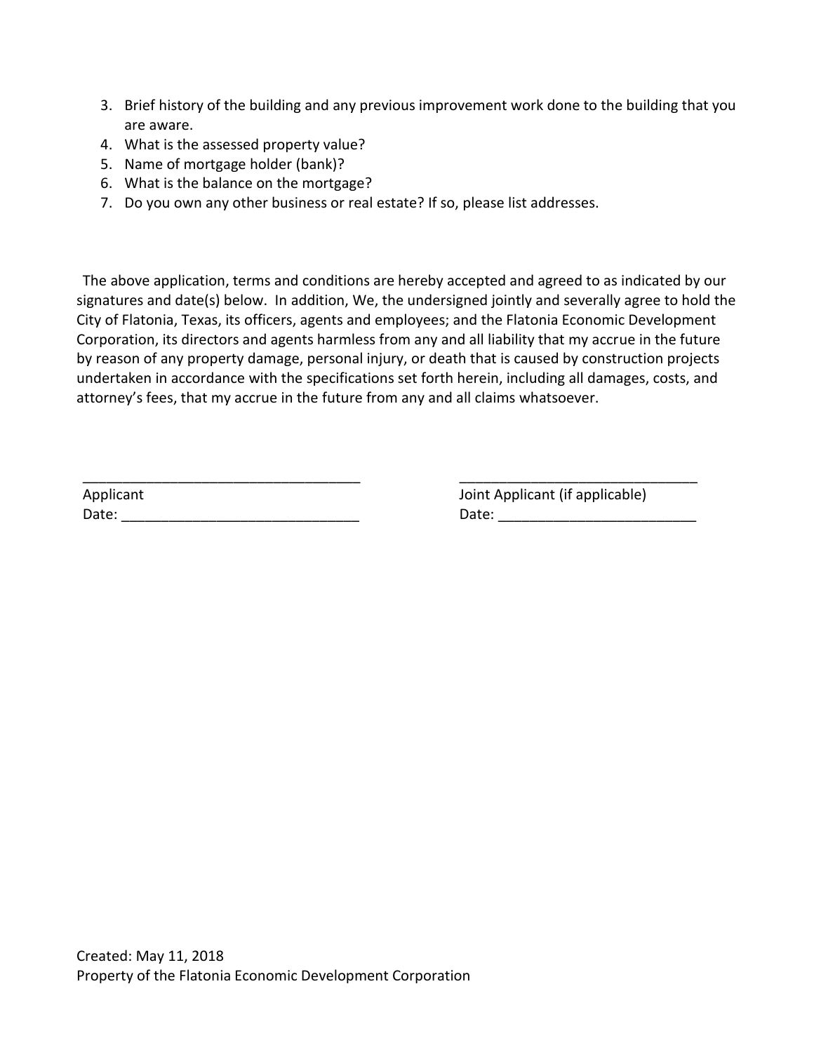3. Brief history of the building and any previous improvement work done to the building that you are aware.
4. What is the assessed property value?
5. Name of mortgage holder (bank)?
6. What is the balance on the mortgage?
7. Do you own any other business or real estate? If so, please list addresses.

The above application, terms and conditions are hereby accepted and agreed to as indicated by our signatures and date(s) below. In addition, We, the undersigned jointly and severally agree to hold the City of Flatonia, Texas, its officers, agents and employees; and the Flatonia Economic Development Corporation, its directors and agents harmless from any and all liability that my accrue in the future by reason of any property damage, personal injury, or death that is caused by construction projects undertaken in accordance with the specifications set forth herein, including all damages, costs, and attorney's fees, that my accrue in the future from any and all claims whatsoever.

| | |
|---|---|
| ___________________________________ | _______________________________ |
| Applicant | Joint Applicant (if applicable) |
| Date: ______________________________ | Date: _________________________ |

Created: May 11, 2018
Property of the Flatonia Economic Development Corporation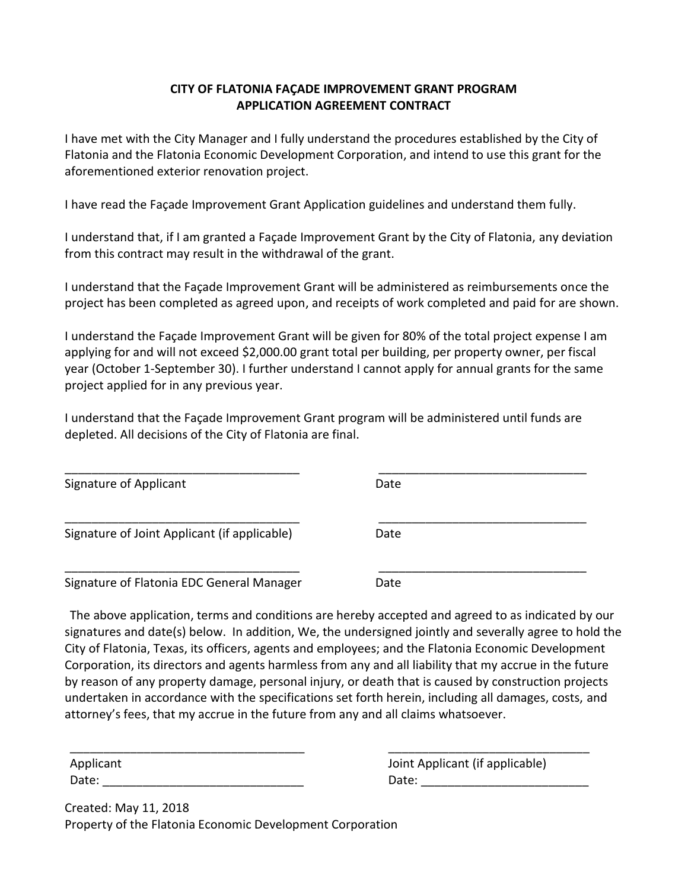**CITY OF FLATONIA FAÇADE IMPROVEMENT GRANT PROGRAM**
**APPLICATION AGREEMENT CONTRACT**

I have met with the City Manager and I fully understand the procedures established by the City of Flatonia and the Flatonia Economic Development Corporation, and intend to use this grant for the aforementioned exterior renovation project.

I have read the Façade Improvement Grant Application guidelines and understand them fully.

I understand that, if I am granted a Façade Improvement Grant by the City of Flatonia, any deviation from this contract may result in the withdrawal of the grant.

I understand that the Façade Improvement Grant will be administered as reimbursements once the project has been completed as agreed upon, and receipts of work completed and paid for are shown.

I understand the Façade Improvement Grant will be given for 80% of the total project expense I am applying for and will not exceed $2,000.00 grant total per building, per property owner, per fiscal year (October 1-September 30). I further understand I cannot apply for annual grants for the same project applied for in any previous year.

I understand that the Façade Improvement Grant program will be administered until funds are depleted. All decisions of the City of Flatonia are final.

___________________________________ ___________________________________
Signature of Applicant Date

___________________________________ ___________________________________
Signature of Joint Applicant (if applicable) Date

___________________________________ ___________________________________
Signature of Flatonia EDC General Manager Date

The above application, terms and conditions are hereby accepted and agreed to as indicated by our signatures and date(s) below. In addition, We, the undersigned jointly and severally agree to hold the City of Flatonia, Texas, its officers, agents and employees; and the Flatonia Economic Development Corporation, its directors and agents harmless from any and all liability that my accrue in the future by reason of any property damage, personal injury, or death that is caused by construction projects undertaken in accordance with the specifications set forth herein, including all damages, costs, and attorney's fees, that my accrue in the future from any and all claims whatsoever.

___________________________________ ___________________________________
Applicant Joint Applicant (if applicable)
Date: ______________________________ Date: __________________________

Created: May 11, 2018
Property of the Flatonia Economic Development Corporation